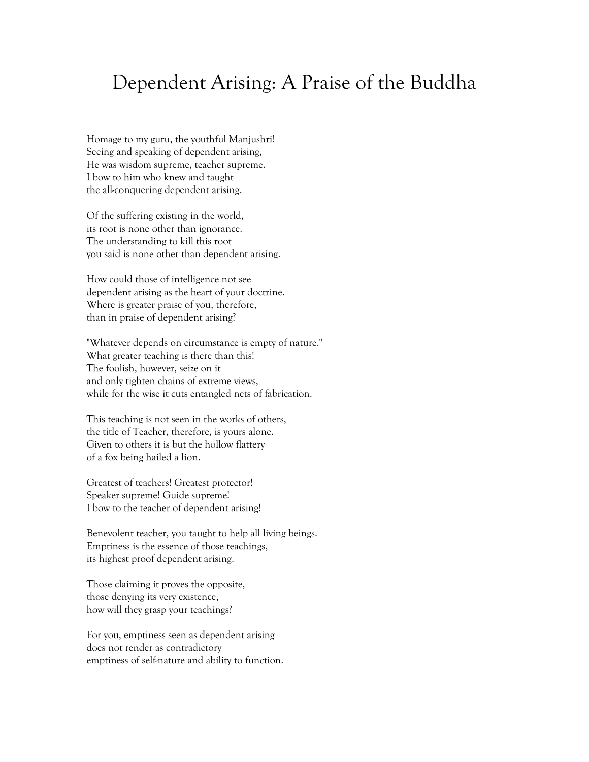# Dependent Arising: A Praise of the Buddha

Homage to my guru, the youthful Manjushri!
Seeing and speaking of dependent arising,
He was wisdom supreme, teacher supreme.
I bow to him who knew and taught
the all-conquering dependent arising.

Of the suffering existing in the world,
its root is none other than ignorance.
The understanding to kill this root
you said is none other than dependent arising.

How could those of intelligence not see
dependent arising as the heart of your doctrine.
Where is greater praise of you, therefore,
than in praise of dependent arising?

"Whatever depends on circumstance is empty of nature."
What greater teaching is there than this!
The foolish, however, seize on it
and only tighten chains of extreme views,
while for the wise it cuts entangled nets of fabrication.

This teaching is not seen in the works of others,
the title of Teacher, therefore, is yours alone.
Given to others it is but the hollow flattery
of a fox being hailed a lion.

Greatest of teachers! Greatest protector!
Speaker supreme! Guide supreme!
I bow to the teacher of dependent arising!

Benevolent teacher, you taught to help all living beings.
Emptiness is the essence of those teachings,
its highest proof dependent arising.

Those claiming it proves the opposite,
those denying its very existence,
how will they grasp your teachings?

For you, emptiness seen as dependent arising
does not render as contradictory
emptiness of self-nature and ability to function.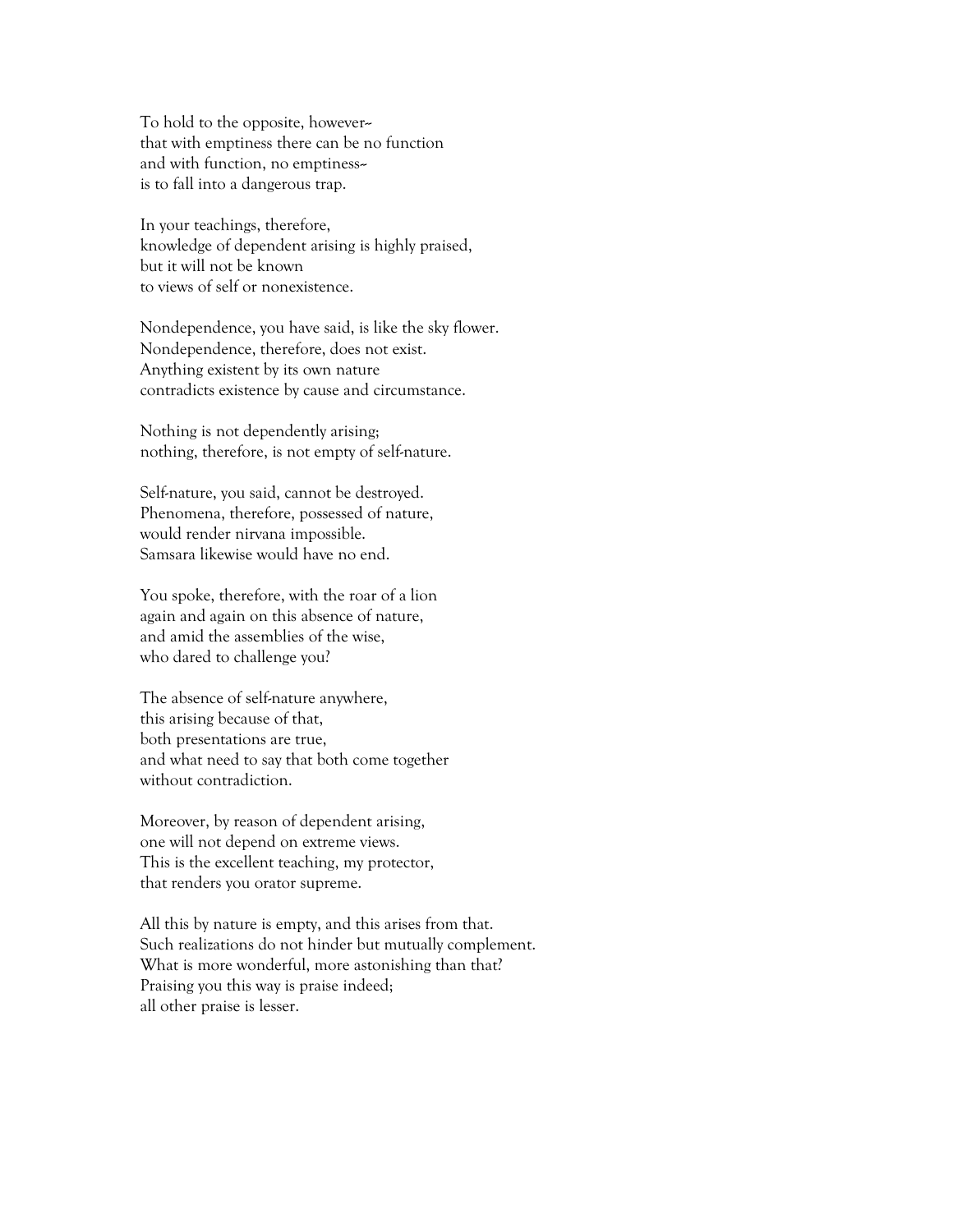To hold to the opposite, however~  
that with emptiness there can be no function  
and with function, no emptiness~  
is to fall into a dangerous trap.

In your teachings, therefore,  
knowledge of dependent arising is highly praised,  
but it will not be known  
to views of self or nonexistence.

Nondependence, you have said, is like the sky flower.  
Nondependence, therefore, does not exist.  
Anything existent by its own nature  
contradicts existence by cause and circumstance.

Nothing is not dependently arising;  
nothing, therefore, is not empty of self-nature.

Self-nature, you said, cannot be destroyed.  
Phenomena, therefore, possessed of nature,  
would render nirvana impossible.  
Samsara likewise would have no end.

You spoke, therefore, with the roar of a lion  
again and again on this absence of nature,  
and amid the assemblies of the wise,  
who dared to challenge you?

The absence of self-nature anywhere,  
this arising because of that,  
both presentations are true,  
and what need to say that both come together  
without contradiction.

Moreover, by reason of dependent arising,  
one will not depend on extreme views.  
This is the excellent teaching, my protector,  
that renders you orator supreme.

All this by nature is empty, and this arises from that.  
Such realizations do not hinder but mutually complement.  
What is more wonderful, more astonishing than that?  
Praising you this way is praise indeed;  
all other praise is lesser.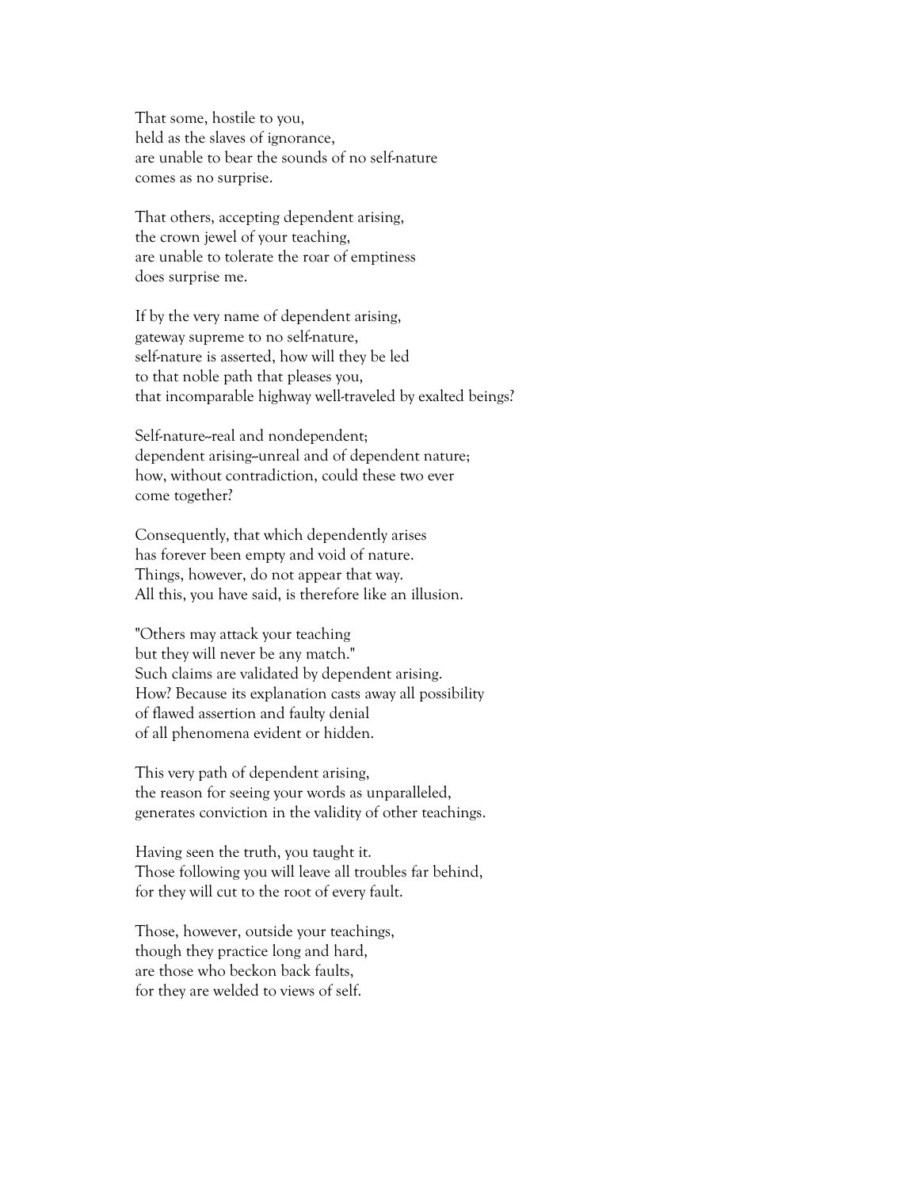That some, hostile to you,  
held as the slaves of ignorance,  
are unable to bear the sounds of no self-nature  
comes as no surprise.

That others, accepting dependent arising,  
the crown jewel of your teaching,  
are unable to tolerate the roar of emptiness  
does surprise me.

If by the very name of dependent arising,  
gateway supreme to no self-nature,  
self-nature is asserted, how will they be led  
to that noble path that pleases you,  
that incomparable highway well-traveled by exalted beings?

Self-nature--real and nondependent;  
dependent arising--unreal and of dependent nature;  
how, without contradiction, could these two ever  
come together?

Consequently, that which dependently arises  
has forever been empty and void of nature.  
Things, however, do not appear that way.  
All this, you have said, is therefore like an illusion.

"Others may attack your teaching  
but they will never be any match."  
Such claims are validated by dependent arising.  
How? Because its explanation casts away all possibility  
of flawed assertion and faulty denial  
of all phenomena evident or hidden.

This very path of dependent arising,  
the reason for seeing your words as unparalleled,  
generates conviction in the validity of other teachings.

Having seen the truth, you taught it.  
Those following you will leave all troubles far behind,  
for they will cut to the root of every fault.

Those, however, outside your teachings,  
though they practice long and hard,  
are those who beckon back faults,  
for they are welded to views of self.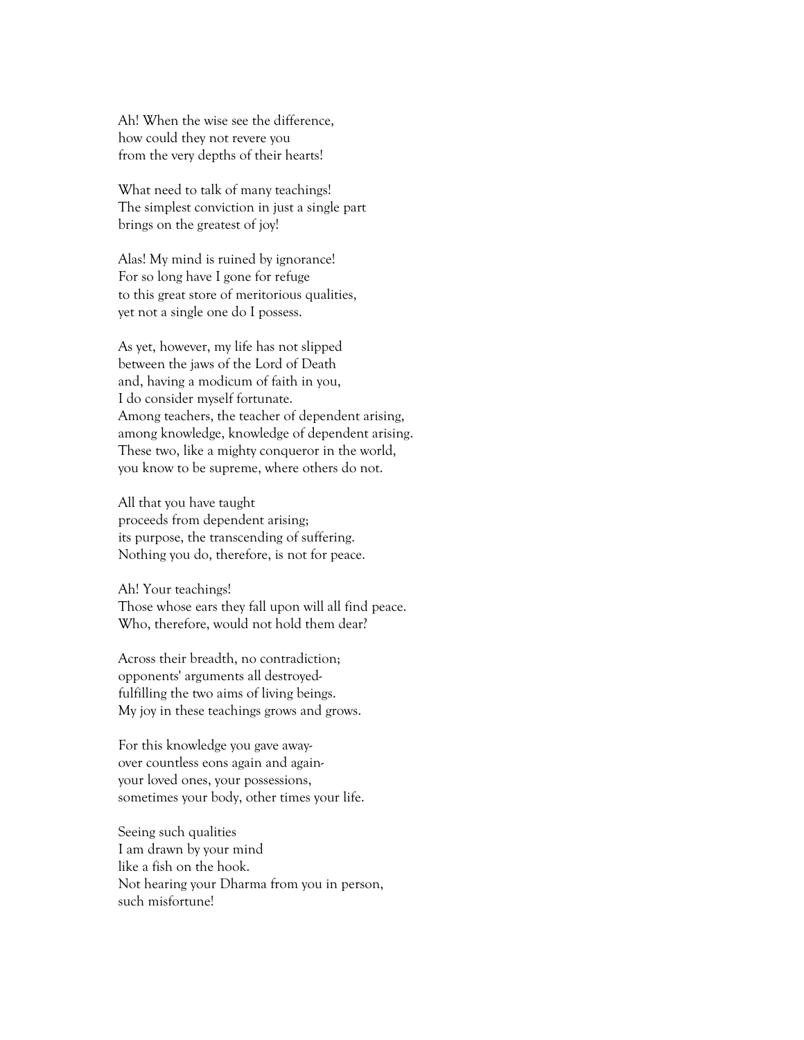Ah! When the wise see the difference,  
how could they not revere you  
from the very depths of their hearts!

What need to talk of many teachings!  
The simplest conviction in just a single part  
brings on the greatest of joy!

Alas! My mind is ruined by ignorance!  
For so long have I gone for refuge  
to this great store of meritorious qualities,  
yet not a single one do I possess.

As yet, however, my life has not slipped  
between the jaws of the Lord of Death  
and, having a modicum of faith in you,  
I do consider myself fortunate.  
Among teachers, the teacher of dependent arising,  
among knowledge, knowledge of dependent arising.  
These two, like a mighty conqueror in the world,  
you know to be supreme, where others do not.

All that you have taught  
proceeds from dependent arising;  
its purpose, the transcending of suffering.  
Nothing you do, therefore, is not for peace.

Ah! Your teachings!  
Those whose ears they fall upon will all find peace.  
Who, therefore, would not hold them dear?

Across their breadth, no contradiction;  
opponents' arguments all destroyed-  
fulfilling the two aims of living beings.  
My joy in these teachings grows and grows.

For this knowledge you gave away-  
over countless eons again and again-  
your loved ones, your possessions,  
sometimes your body, other times your life.

Seeing such qualities  
I am drawn by your mind  
like a fish on the hook.  
Not hearing your Dharma from you in person,  
such misfortune!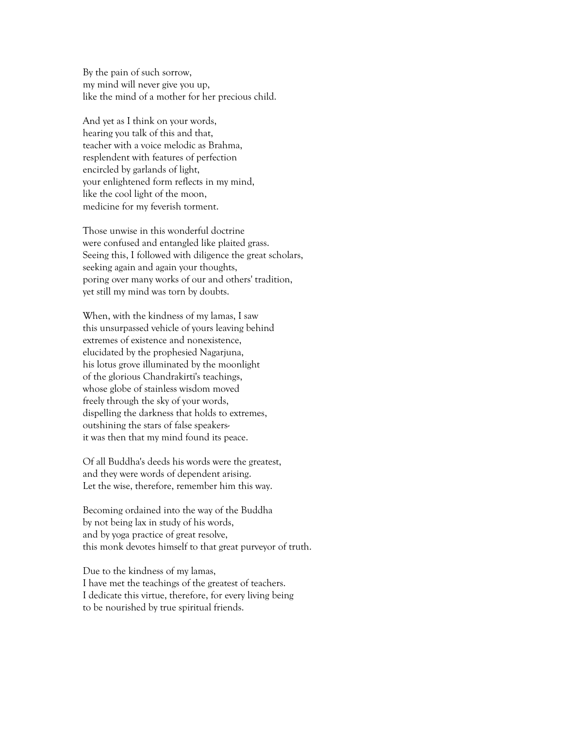By the pain of such sorrow,
my mind will never give you up,
like the mind of a mother for her precious child.

And yet as I think on your words,
hearing you talk of this and that,
teacher with a voice melodic as Brahma,
resplendent with features of perfection
encircled by garlands of light,
your enlightened form reflects in my mind,
like the cool light of the moon,
medicine for my feverish torment.

Those unwise in this wonderful doctrine
were confused and entangled like plaited grass.
Seeing this, I followed with diligence the great scholars,
seeking again and again your thoughts,
poring over many works of our and others' tradition,
yet still my mind was torn by doubts.

When, with the kindness of my lamas, I saw
this unsurpassed vehicle of yours leaving behind
extremes of existence and nonexistence,
elucidated by the prophesied Nagarjuna,
his lotus grove illuminated by the moonlight
of the glorious Chandrakirti's teachings,
whose globe of stainless wisdom moved
freely through the sky of your words,
dispelling the darkness that holds to extremes,
outshining the stars of false speakers-
it was then that my mind found its peace.

Of all Buddha's deeds his words were the greatest,
and they were words of dependent arising.
Let the wise, therefore, remember him this way.

Becoming ordained into the way of the Buddha
by not being lax in study of his words,
and by yoga practice of great resolve,
this monk devotes himself to that great purveyor of truth.

Due to the kindness of my lamas,
I have met the teachings of the greatest of teachers.
I dedicate this virtue, therefore, for every living being
to be nourished by true spiritual friends.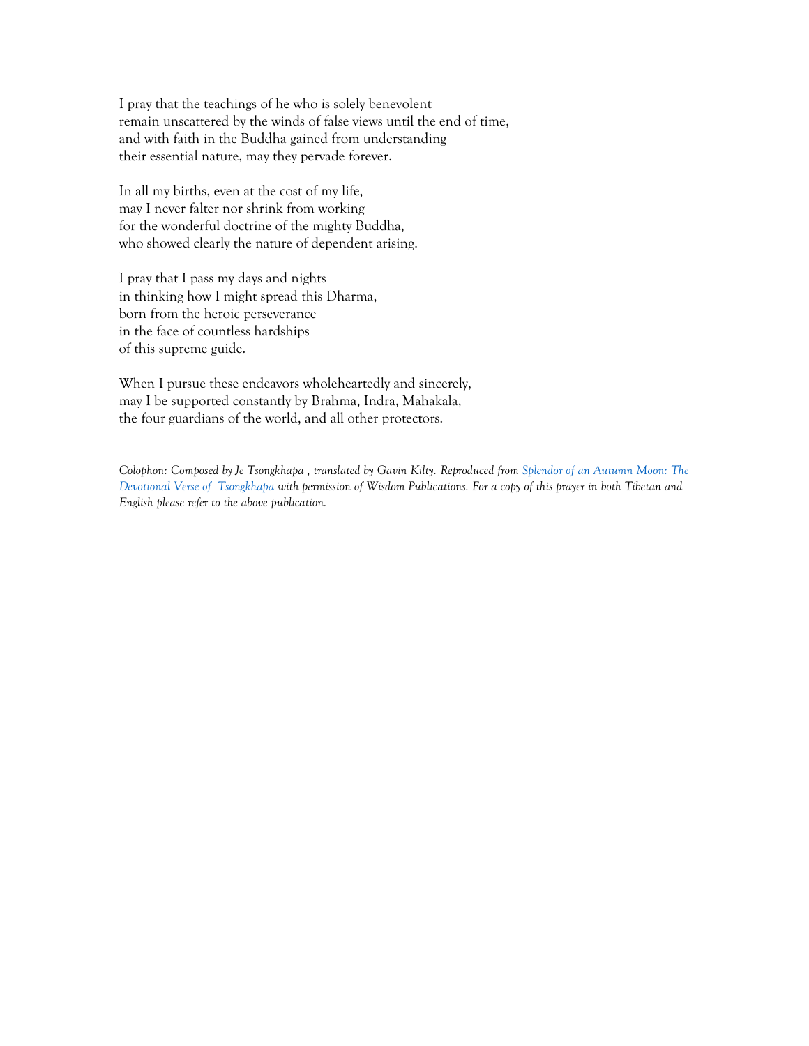I pray that the teachings of he who is solely benevolent
remain unscattered by the winds of false views until the end of time,
and with faith in the Buddha gained from understanding
their essential nature, may they pervade forever.

In all my births, even at the cost of my life,
may I never falter nor shrink from working
for the wonderful doctrine of the mighty Buddha,
who showed clearly the nature of dependent arising.

I pray that I pass my days and nights
in thinking how I might spread this Dharma,
born from the heroic perseverance
in the face of countless hardships
of this supreme guide.

When I pursue these endeavors wholeheartedly and sincerely,
may I be supported constantly by Brahma, Indra, Mahakala,
the four guardians of the world, and all other protectors.

*Colophon: Composed by Je Tsongkhapa , translated by Gavin Kilty. Reproduced from [Splendor of an Autumn Moon: The Devotional Verse of Tsongkhapa] with permission of Wisdom Publications. For a copy of this prayer in both Tibetan and English please refer to the above publication.*